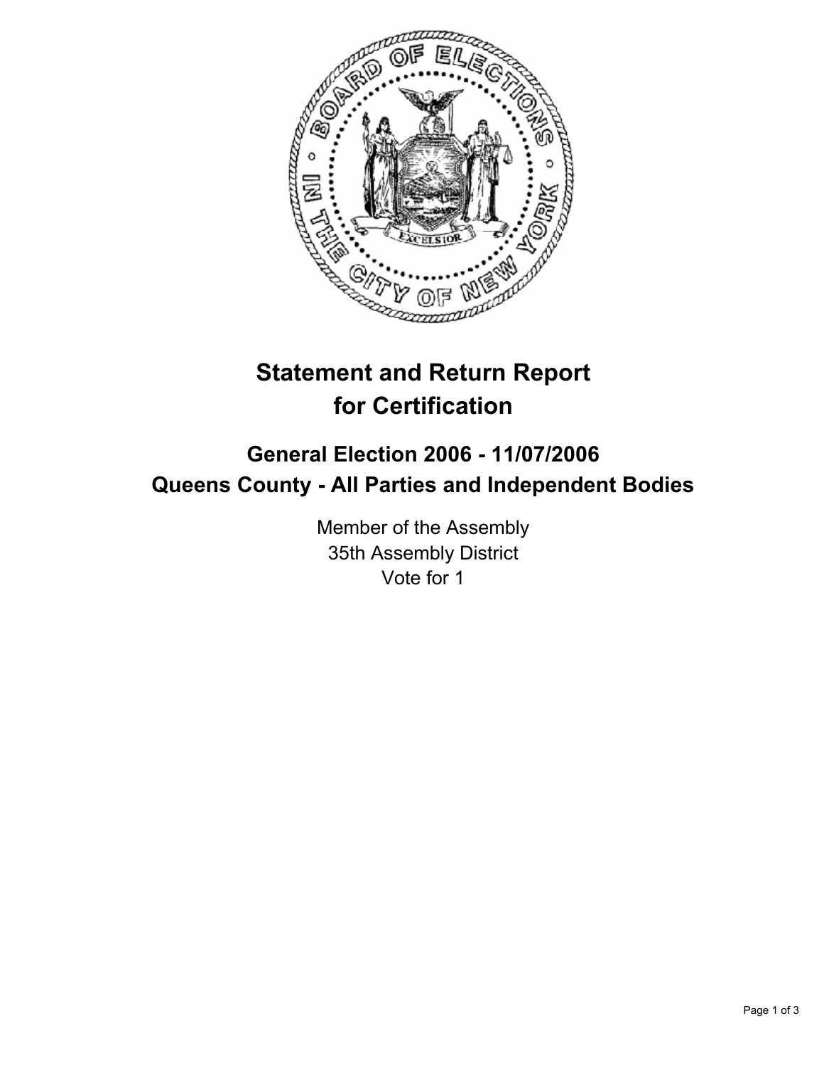# Statement and Return Report for Certification

## General Election 2006 - 11/07/2006
## Queens County - All Parties and Independent Bodies

Member of the Assembly
35th Assembly District
Vote for 1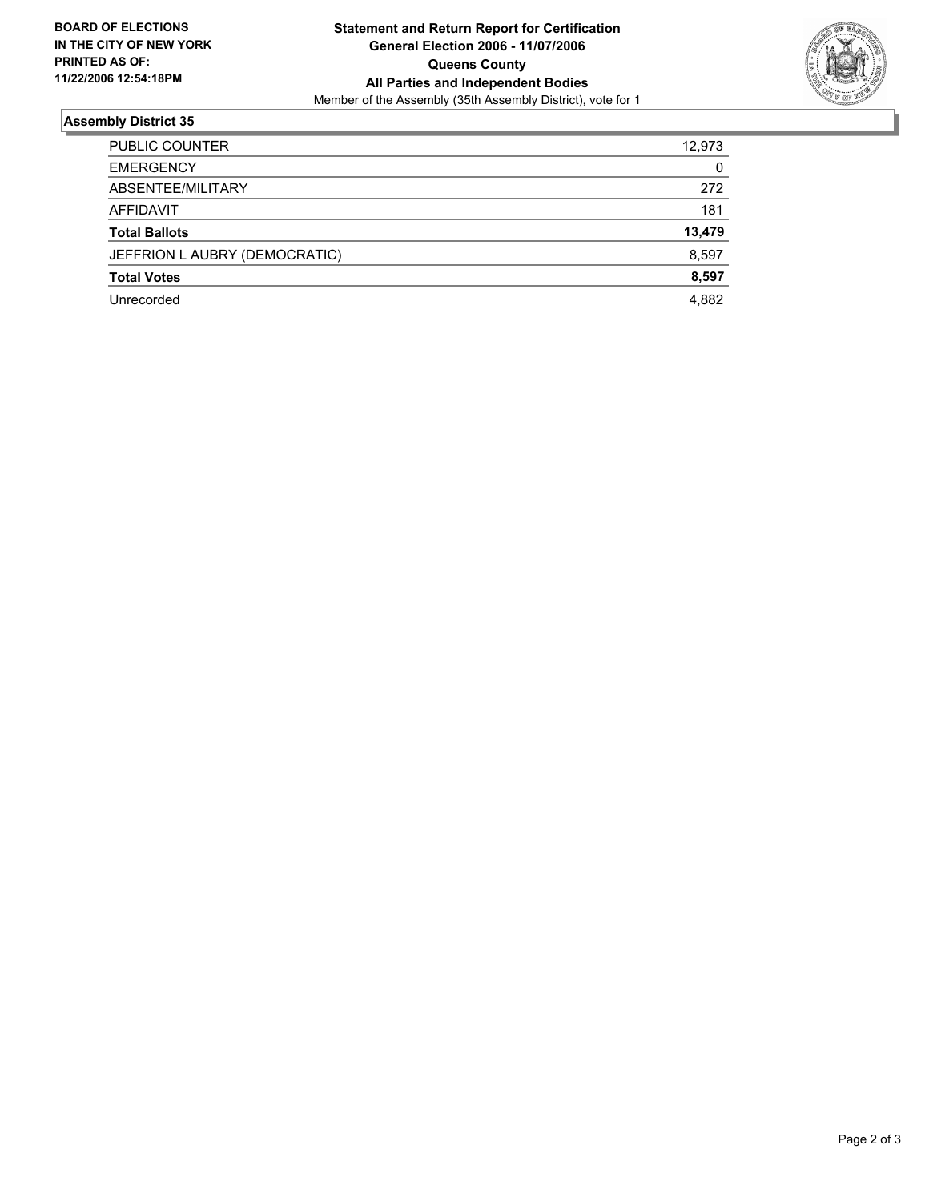**BOARD OF ELECTIONS IN THE CITY OF NEW YORK PRINTED AS OF: 11/22/2006 12:54:18PM**

**Statement and Return Report for Certification**
**General Election 2006 - 11/07/2006**
**Queens County**
**All Parties and Independent Bodies**
Member of the Assembly (35th Assembly District), vote for 1

## Assembly District 35

| | |
|---|---|
| PUBLIC COUNTER | 12,973 |
| EMERGENCY | 0 |
| ABSENTEE/MILITARY | 272 |
| AFFIDAVIT | 181 |
| **Total Ballots** | **13,479** |
| JEFFRION L AUBRY (DEMOCRATIC) | 8,597 |
| **Total Votes** | **8,597** |
| Unrecorded | 4,882 |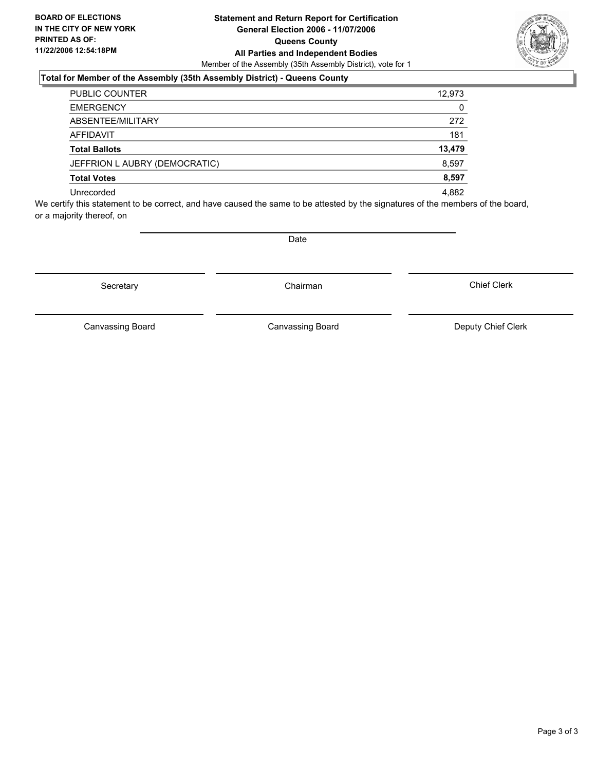**BOARD OF ELECTIONS IN THE CITY OF NEW YORK PRINTED AS OF: 11/22/2006 12:54:18PM**

**Statement and Return Report for Certification**
**General Election 2006 - 11/07/2006**
**Queens County**
**All Parties and Independent Bodies**
Member of the Assembly (35th Assembly District), vote for 1

### Total for Member of the Assembly (35th Assembly District) - Queens County

| | |
|---|---|
| PUBLIC COUNTER | 12,973 |
| EMERGENCY | 0 |
| ABSENTEE/MILITARY | 272 |
| AFFIDAVIT | 181 |
| **Total Ballots** | **13,479** |
| JEFFRION L AUBRY (DEMOCRATIC) | 8,597 |
| **Total Votes** | **8,597** |
| Unrecorded | 4,882 |

We certify this statement to be correct, and have caused the same to be attested by the signatures of the members of the board, or a majority thereof, on

Date

Secretary | Chairman | Chief Clerk

Canvassing Board | Canvassing Board | Deputy Chief Clerk